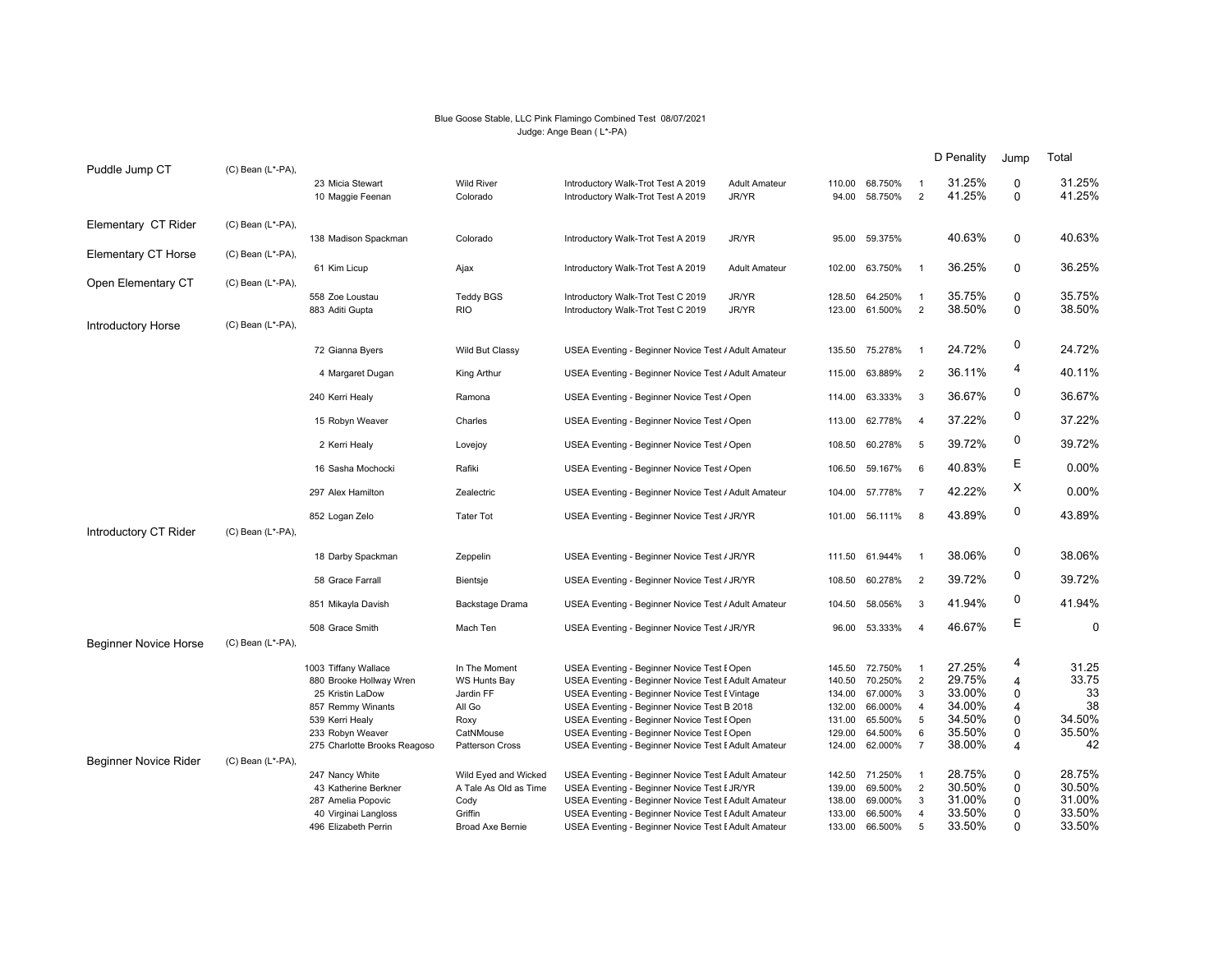Blue Goose Stable, LLC Pink Flamingo Combined Test 08/07/2021

Judge: Ange Bean ( L*-PA)

| Class | Judge | Rider | Horse | Test | Division | Score | Percent | Place | D Penality | Jump | Total |
|---|---|---|---|---|---|---|---|---|---|---|---|
| Puddle Jump CT | (C) Bean (L*-PA), | | | | | | | | | | |
| | | 23 Micia Stewart | Wild River | Introductory Walk-Trot Test A 2019 | Adult Amateur | 110.00 | 68.750% | 1 | 31.25% | 0 | 31.25% |
| | | 10 Maggie Feenan | Colorado | Introductory Walk-Trot Test A 2019 | JR/YR | 94.00 | 58.750% | 2 | 41.25% | 0 | 41.25% |
| Elementary CT Rider | (C) Bean (L*-PA), | | | | | | | | | | |
| | | 138 Madison Spackman | Colorado | Introductory Walk-Trot Test A 2019 | JR/YR | 95.00 | 59.375% | | 40.63% | 0 | 40.63% |
| Elementary CT Horse | (C) Bean (L*-PA), | | | | | | | | | | |
| | | 61 Kim Licup | Ajax | Introductory Walk-Trot Test A 2019 | Adult Amateur | 102.00 | 63.750% | 1 | 36.25% | 0 | 36.25% |
| Open Elementary CT | (C) Bean (L*-PA), | | | | | | | | | | |
| | | 558 Zoe Loustau | Teddy BGS | Introductory Walk-Trot Test C 2019 | JR/YR | 128.50 | 64.250% | 1 | 35.75% | 0 | 35.75% |
| | | 883 Aditi Gupta | RIO | Introductory Walk-Trot Test C 2019 | JR/YR | 123.00 | 61.500% | 2 | 38.50% | 0 | 38.50% |
| Introductory Horse | (C) Bean (L*-PA), | | | | | | | | | | |
| | | 72 Gianna Byers | Wild But Classy | USEA Eventing - Beginner Novice Test / | Adult Amateur | 135.50 | 75.278% | 1 | 24.72% | 0 | 24.72% |
| | | 4 Margaret Dugan | King Arthur | USEA Eventing - Beginner Novice Test / | Adult Amateur | 115.00 | 63.889% | 2 | 36.11% | 4 | 40.11% |
| | | 240 Kerri Healy | Ramona | USEA Eventing - Beginner Novice Test / | Open | 114.00 | 63.333% | 3 | 36.67% | 0 | 36.67% |
| | | 15 Robyn Weaver | Charles | USEA Eventing - Beginner Novice Test / | Open | 113.00 | 62.778% | 4 | 37.22% | 0 | 37.22% |
| | | 2 Kerri Healy | Lovejoy | USEA Eventing - Beginner Novice Test / | Open | 108.50 | 60.278% | 5 | 39.72% | 0 | 39.72% |
| | | 16 Sasha Mochocki | Rafiki | USEA Eventing - Beginner Novice Test / | Open | 106.50 | 59.167% | 6 | 40.83% | E | 0.00% |
| | | 297 Alex Hamilton | Zealectric | USEA Eventing - Beginner Novice Test / | Adult Amateur | 104.00 | 57.778% | 7 | 42.22% | X | 0.00% |
| | | 852 Logan Zelo | Tater Tot | USEA Eventing - Beginner Novice Test / | JR/YR | 101.00 | 56.111% | 8 | 43.89% | 0 | 43.89% |
| Introductory CT Rider | (C) Bean (L*-PA), | | | | | | | | | | |
| | | 18 Darby Spackman | Zeppelin | USEA Eventing - Beginner Novice Test / | JR/YR | 111.50 | 61.944% | 1 | 38.06% | 0 | 38.06% |
| | | 58 Grace Farrall | Bientsje | USEA Eventing - Beginner Novice Test / | JR/YR | 108.50 | 60.278% | 2 | 39.72% | 0 | 39.72% |
| | | 851 Mikayla Davish | Backstage Drama | USEA Eventing - Beginner Novice Test / | Adult Amateur | 104.50 | 58.056% | 3 | 41.94% | 0 | 41.94% |
| | | 508 Grace Smith | Mach Ten | USEA Eventing - Beginner Novice Test / | JR/YR | 96.00 | 53.333% | 4 | 46.67% | E | 0 |
| Beginner Novice Horse | (C) Bean (L*-PA), | | | | | | | | | | |
| | | 1003 Tiffany Wallace | In The Moment | USEA Eventing - Beginner Novice Test E | Open | 145.50 | 72.750% | 1 | 27.25% | 4 | 31.25 |
| | | 880 Brooke Hollway Wren | WS Hunts Bay | USEA Eventing - Beginner Novice Test E | Adult Amateur | 140.50 | 70.250% | 2 | 29.75% | 4 | 33.75 |
| | | 25 Kristin LaDow | Jardin FF | USEA Eventing - Beginner Novice Test E | Vintage | 134.00 | 67.000% | 3 | 33.00% | 0 | 33 |
| | | 857 Remmy Winants | All Go | USEA Eventing - Beginner Novice Test B 2018 | | 132.00 | 66.000% | 4 | 34.00% | 4 | 38 |
| | | 539 Kerri Healy | Roxy | USEA Eventing - Beginner Novice Test E | Open | 131.00 | 65.500% | 5 | 34.50% | 0 | 34.50% |
| | | 233 Robyn Weaver | CatNMouse | USEA Eventing - Beginner Novice Test E | Open | 129.00 | 64.500% | 6 | 35.50% | 0 | 35.50% |
| | | 275 Charlotte Brooks Reagoso | Patterson Cross | USEA Eventing - Beginner Novice Test E | Adult Amateur | 124.00 | 62.000% | 7 | 38.00% | 4 | 42 |
| Beginner Novice Rider | (C) Bean (L*-PA), | | | | | | | | | | |
| | | 247 Nancy White | Wild Eyed and Wicked | USEA Eventing - Beginner Novice Test E | Adult Amateur | 142.50 | 71.250% | 1 | 28.75% | 0 | 28.75% |
| | | 43 Katherine Berkner | A Tale As Old as Time | USEA Eventing - Beginner Novice Test E | JR/YR | 139.00 | 69.500% | 2 | 30.50% | 0 | 30.50% |
| | | 287 Amelia Popovic | Cody | USEA Eventing - Beginner Novice Test E | Adult Amateur | 138.00 | 69.000% | 3 | 31.00% | 0 | 31.00% |
| | | 40 Virginai Langloss | Griffin | USEA Eventing - Beginner Novice Test E | Adult Amateur | 133.00 | 66.500% | 4 | 33.50% | 0 | 33.50% |
| | | 496 Elizabeth Perrin | Broad Axe Bernie | USEA Eventing - Beginner Novice Test E | Adult Amateur | 133.00 | 66.500% | 5 | 33.50% | 0 | 33.50% |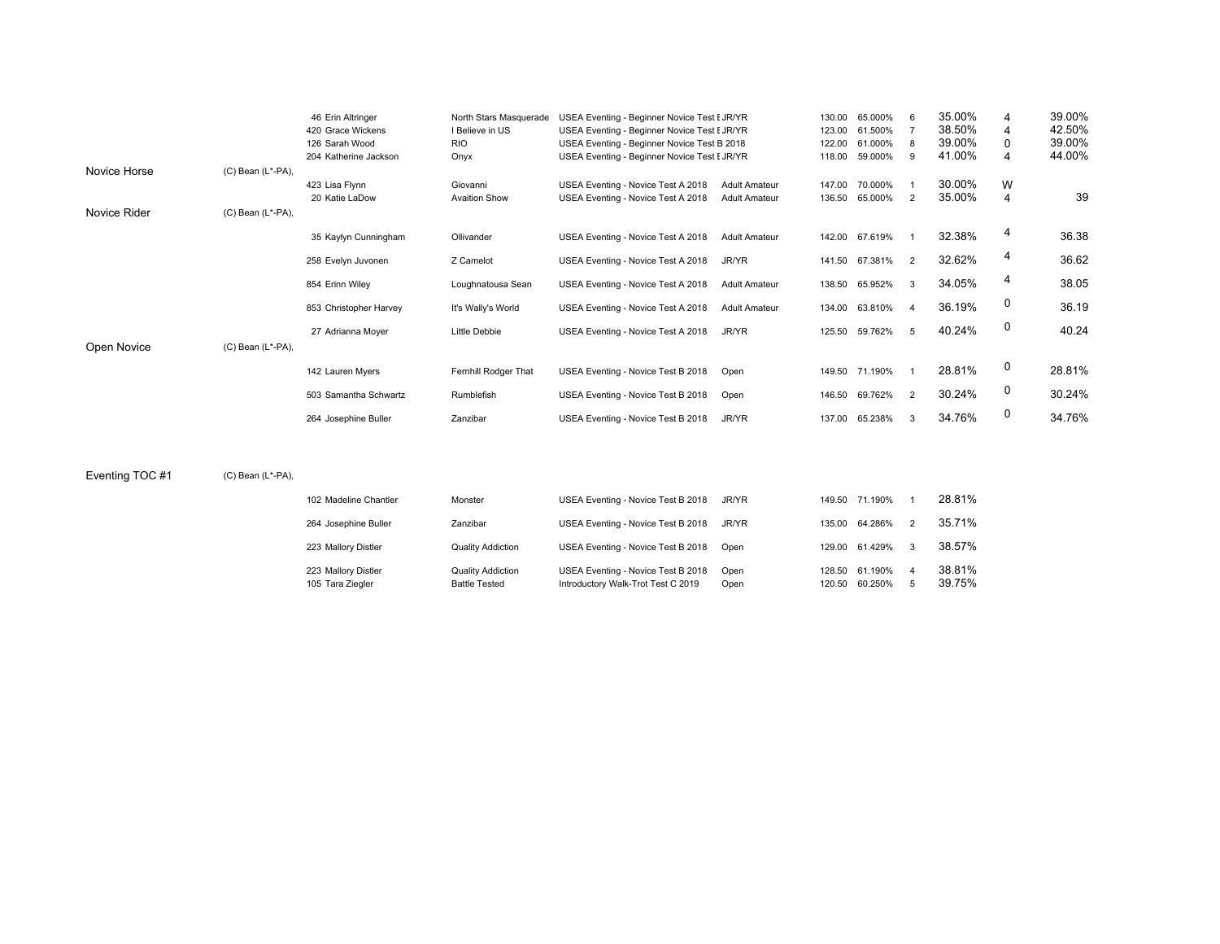| Class | Judge | No. | Rider | Horse | Test | Division | Score | % | Place | Dressage Penalty | XC/Jump | Total |
|---|---|---|---|---|---|---|---|---|---|---|---|---|
| | | 46 | Erin Altringer | North Stars Masquerade | USEA Eventing - Beginner Novice Test E | JR/YR | 130.00 | 65.000% | 6 | 35.00% | 4 | 39.00% |
| | | 420 | Grace Wickens | I Believe in US | USEA Eventing - Beginner Novice Test E | JR/YR | 123.00 | 61.500% | 7 | 38.50% | 4 | 42.50% |
| | | 126 | Sarah Wood | RIO | USEA Eventing - Beginner Novice Test B 2018 | | 122.00 | 61.000% | 8 | 39.00% | 0 | 39.00% |
| | | 204 | Katherine Jackson | Onyx | USEA Eventing - Beginner Novice Test E | JR/YR | 118.00 | 59.000% | 9 | 41.00% | 4 | 44.00% |
| Novice Horse | (C) Bean (L*-PA), | | | | | | | | | | | |
| | | 423 | Lisa Flynn | Giovanni | USEA Eventing - Novice Test A 2018 | Adult Amateur | 147.00 | 70.000% | 1 | 30.00% | W | |
| | | 20 | Katie LaDow | Avaition Show | USEA Eventing - Novice Test A 2018 | Adult Amateur | 136.50 | 65.000% | 2 | 35.00% | 4 | 39 |
| Novice Rider | (C) Bean (L*-PA), | | | | | | | | | | | |
| | | 35 | Kaylyn Cunningham | Ollivander | USEA Eventing - Novice Test A 2018 | Adult Amateur | 142.00 | 67.619% | 1 | 32.38% | 4 | 36.38 |
| | | 258 | Evelyn Juvonen | Z Camelot | USEA Eventing - Novice Test A 2018 | JR/YR | 141.50 | 67.381% | 2 | 32.62% | 4 | 36.62 |
| | | 854 | Erinn Wiley | Loughnatousa Sean | USEA Eventing - Novice Test A 2018 | Adult Amateur | 138.50 | 65.952% | 3 | 34.05% | 4 | 38.05 |
| | | 853 | Christopher Harvey | It's Wally's World | USEA Eventing - Novice Test A 2018 | Adult Amateur | 134.00 | 63.810% | 4 | 36.19% | 0 | 36.19 |
| | | 27 | Adrianna Moyer | Little Debbie | USEA Eventing - Novice Test A 2018 | JR/YR | 125.50 | 59.762% | 5 | 40.24% | 0 | 40.24 |
| Open Novice | (C) Bean (L*-PA), | | | | | | | | | | | |
| | | 142 | Lauren Myers | Fernhill Rodger That | USEA Eventing - Novice Test B 2018 | Open | 149.50 | 71.190% | 1 | 28.81% | 0 | 28.81% |
| | | 503 | Samantha Schwartz | Rumblefish | USEA Eventing - Novice Test B 2018 | Open | 146.50 | 69.762% | 2 | 30.24% | 0 | 30.24% |
| | | 264 | Josephine Buller | Zanzibar | USEA Eventing - Novice Test B 2018 | JR/YR | 137.00 | 65.238% | 3 | 34.76% | 0 | 34.76% |
| Eventing TOC #1 | (C) Bean (L*-PA), | | | | | | | | | | | |
| | | 102 | Madeline Chantler | Monster | USEA Eventing - Novice Test B 2018 | JR/YR | 149.50 | 71.190% | 1 | 28.81% | | |
| | | 264 | Josephine Buller | Zanzibar | USEA Eventing - Novice Test B 2018 | JR/YR | 135.00 | 64.286% | 2 | 35.71% | | |
| | | 223 | Mallory Distler | Quality Addiction | USEA Eventing - Novice Test B 2018 | Open | 129.00 | 61.429% | 3 | 38.57% | | |
| | | 223 | Mallory Distler | Quality Addiction | USEA Eventing - Novice Test B 2018 | Open | 128.50 | 61.190% | 4 | 38.81% | | |
| | | 105 | Tara Ziegler | Battle Tested | Introductory Walk-Trot Test C 2019 | Open | 120.50 | 60.250% | 5 | 39.75% | | |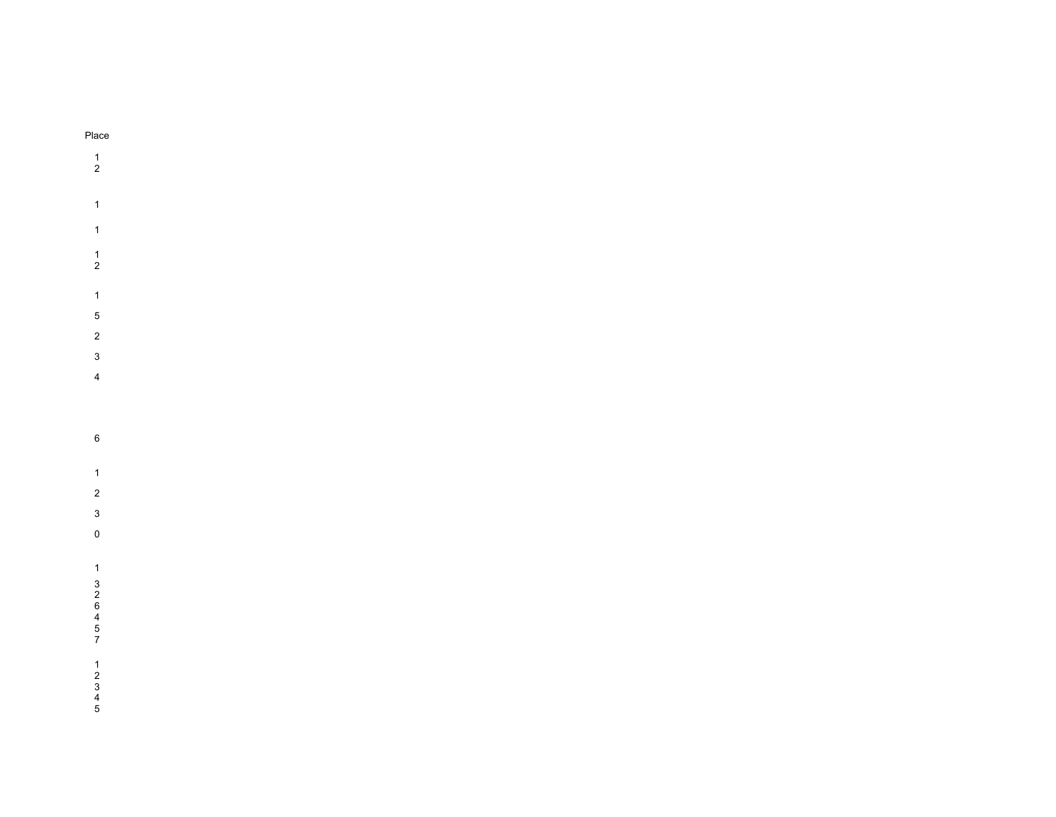| Place |
| --- |
| 1 |
| 2 |
| |
| 1 |
| |
| 1 |
| |
| 1 |
| 2 |
| |
| 1 |
| 5 |
| 2 |
| 3 |
| 4 |
| |
| 6 |
| |
| 1 |
| 2 |
| 3 |
| 0 |
| |
| 1 |
| 3 |
| 2 |
| 6 |
| 4 |
| 5 |
| 7 |
| |
| 1 |
| 2 |
| 3 |
| 4 |
| 5 |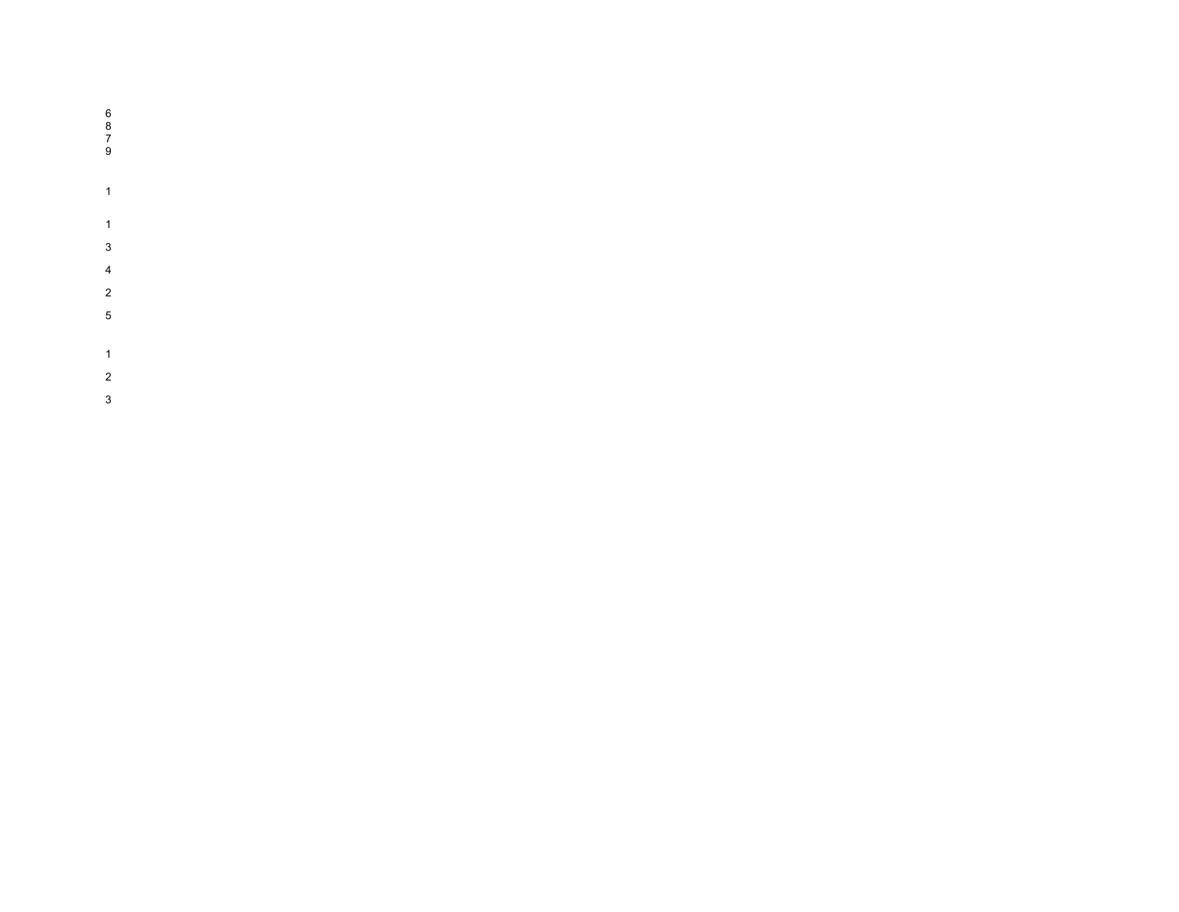6
8
7
9

1

1

3

4

2

5

1

2

3